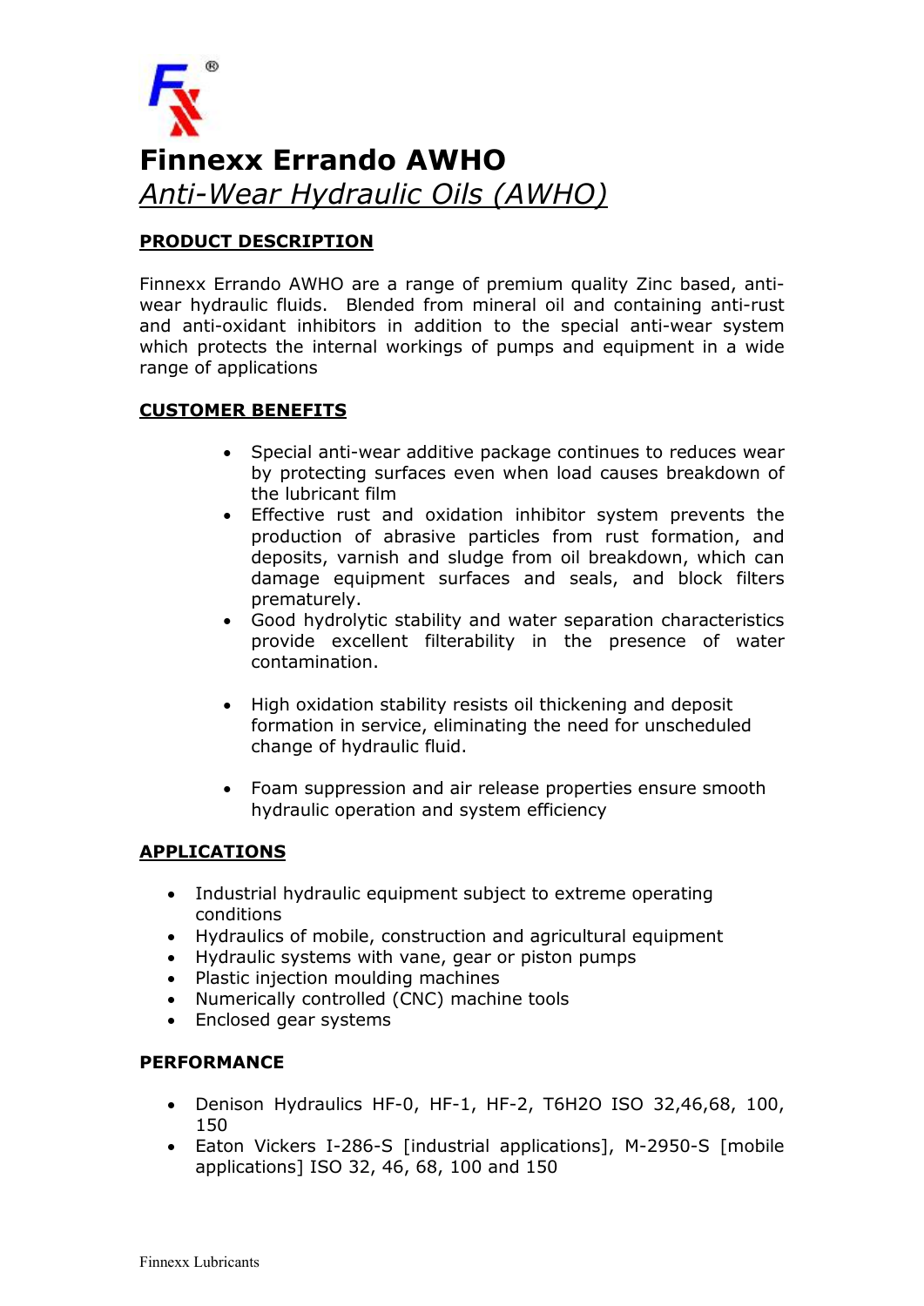# Finnexx Errando AWHO

## *Anti-Wear Hydraulic Oils (AWHO)*

### PRODUCT DESCRIPTION

Finnexx Errando AWHO are a range of premium quality Zinc based, anti-wear hydraulic fluids. Blended from mineral oil and containing anti-rust and anti-oxidant inhibitors in addition to the special anti-wear system which protects the internal workings of pumps and equipment in a wide range of applications

### CUSTOMER BENEFITS

- Special anti-wear additive package continues to reduces wear by protecting surfaces even when load causes breakdown of the lubricant film
- Effective rust and oxidation inhibitor system prevents the production of abrasive particles from rust formation, and deposits, varnish and sludge from oil breakdown, which can damage equipment surfaces and seals, and block filters prematurely.
- Good hydrolytic stability and water separation characteristics provide excellent filterability in the presence of water contamination.
- High oxidation stability resists oil thickening and deposit formation in service, eliminating the need for unscheduled change of hydraulic fluid.
- Foam suppression and air release properties ensure smooth hydraulic operation and system efficiency

### APPLICATIONS

- Industrial hydraulic equipment subject to extreme operating conditions
- Hydraulics of mobile, construction and agricultural equipment
- Hydraulic systems with vane, gear or piston pumps
- Plastic injection moulding machines
- Numerically controlled (CNC) machine tools
- Enclosed gear systems

### PERFORMANCE

- Denison Hydraulics HF-0, HF-1, HF-2, T6H2O ISO 32,46,68, 100, 150
- Eaton Vickers I-286-S [industrial applications], M-2950-S [mobile applications] ISO 32, 46, 68, 100 and 150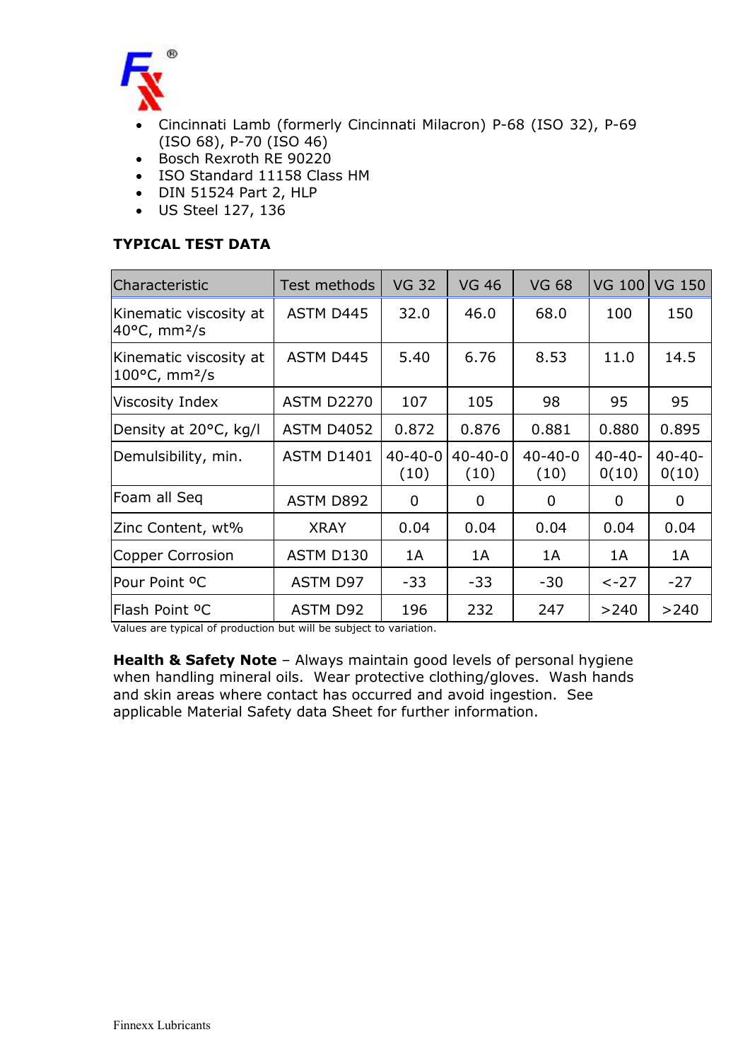- Cincinnati Lamb (formerly Cincinnati Milacron) P-68 (ISO 32), P-69 (ISO 68), P-70 (ISO 46)
- Bosch Rexroth RE 90220
- ISO Standard 11158 Class HM
- DIN 51524 Part 2, HLP
- US Steel 127, 136

**TYPICAL TEST DATA**

| Characteristic | Test methods | VG 32 | VG 46 | VG 68 | VG 100 | VG 150 |
|---|---|---|---|---|---|---|
| Kinematic viscosity at 40°C, mm²/s | ASTM D445 | 32.0 | 46.0 | 68.0 | 100 | 150 |
| Kinematic viscosity at 100°C, mm²/s | ASTM D445 | 5.40 | 6.76 | 8.53 | 11.0 | 14.5 |
| Viscosity Index | ASTM D2270 | 107 | 105 | 98 | 95 | 95 |
| Density at 20°C, kg/l | ASTM D4052 | 0.872 | 0.876 | 0.881 | 0.880 | 0.895 |
| Demulsibility, min. | ASTM D1401 | 40-40-0 (10) | 40-40-0 (10) | 40-40-0 (10) | 40-40-0(10) | 40-40-0(10) |
| Foam all Seq | ASTM D892 | 0 | 0 | 0 | 0 | 0 |
| Zinc Content, wt% | XRAY | 0.04 | 0.04 | 0.04 | 0.04 | 0.04 |
| Copper Corrosion | ASTM D130 | 1A | 1A | 1A | 1A | 1A |
| Pour Point ºC | ASTM D97 | -33 | -33 | -30 | <-27 | -27 |
| Flash Point ºC | ASTM D92 | 196 | 232 | 247 | >240 | >240 |

Values are typical of production but will be subject to variation.

**Health & Safety Note** – Always maintain good levels of personal hygiene when handling mineral oils. Wear protective clothing/gloves. Wash hands and skin areas where contact has occurred and avoid ingestion. See applicable Material Safety data Sheet for further information.